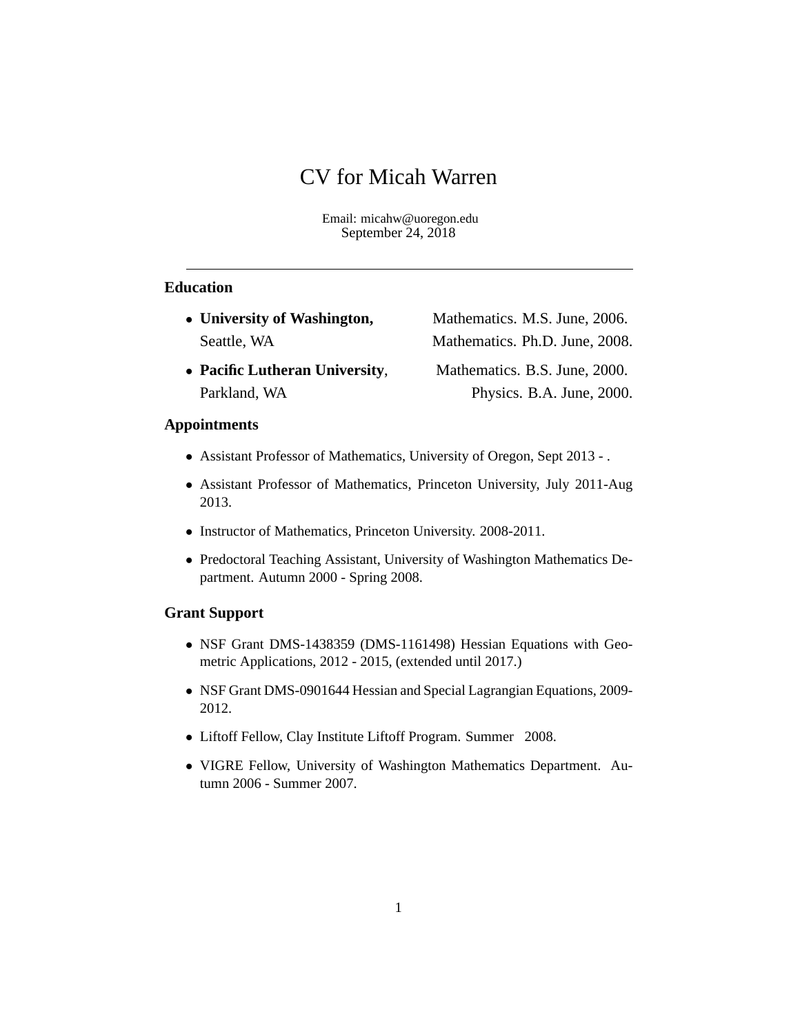# CV for Micah Warren

Email: micahw@uoregon.edu
September 24, 2018

---

## Education

- **University of Washington,** Seattle, WA — Mathematics. M.S. June, 2006. Mathematics. Ph.D. June, 2008.
- **Pacific Lutheran University**, Parkland, WA — Mathematics. B.S. June, 2000. Physics. B.A. June, 2000.

## Appointments

- Assistant Professor of Mathematics, University of Oregon, Sept 2013 - .
- Assistant Professor of Mathematics, Princeton University, July 2011-Aug 2013.
- Instructor of Mathematics, Princeton University. 2008-2011.
- Predoctoral Teaching Assistant, University of Washington Mathematics Department. Autumn 2000 - Spring 2008.

## Grant Support

- NSF Grant DMS-1438359 (DMS-1161498) Hessian Equations with Geometric Applications, 2012 - 2015, (extended until 2017.)
- NSF Grant DMS-0901644 Hessian and Special Lagrangian Equations, 2009-2012.
- Liftoff Fellow, Clay Institute Liftoff Program. Summer 2008.
- VIGRE Fellow, University of Washington Mathematics Department. Autumn 2006 - Summer 2007.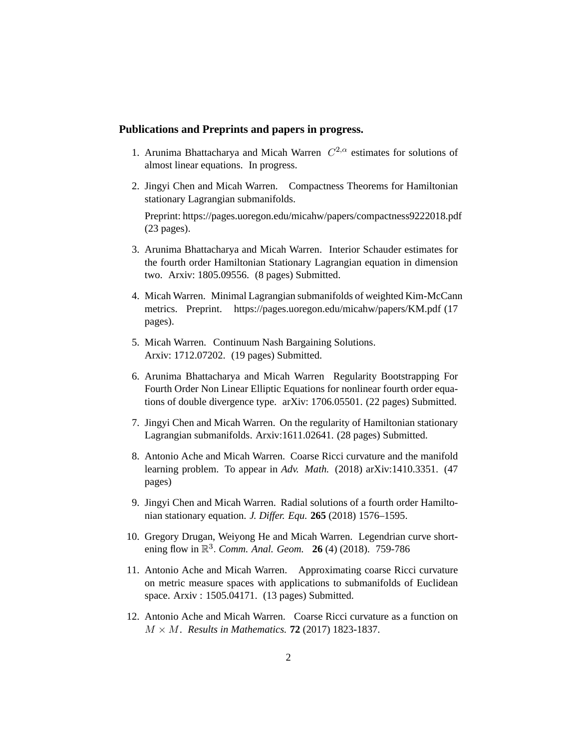**Publications and Preprints and papers in progress.**

1. Arunima Bhattacharya and Micah Warren $C^{2,\alpha}$ estimates for solutions of almost linear equations. In progress.

2. Jingyi Chen and Micah Warren. Compactness Theorems for Hamiltonian stationary Lagrangian submanifolds.

   Preprint: https://pages.uoregon.edu/micahw/papers/compactness9222018.pdf (23 pages).

3. Arunima Bhattacharya and Micah Warren. Interior Schauder estimates for the fourth order Hamiltonian Stationary Lagrangian equation in dimension two. Arxiv: 1805.09556. (8 pages) Submitted.

4. Micah Warren. Minimal Lagrangian submanifolds of weighted Kim-McCann metrics. Preprint. https://pages.uoregon.edu/micahw/papers/KM.pdf (17 pages).

5. Micah Warren. Continuum Nash Bargaining Solutions. Arxiv: 1712.07202. (19 pages) Submitted.

6. Arunima Bhattacharya and Micah Warren Regularity Bootstrapping For Fourth Order Non Linear Elliptic Equations for nonlinear fourth order equations of double divergence type. arXiv: 1706.05501. (22 pages) Submitted.

7. Jingyi Chen and Micah Warren. On the regularity of Hamiltonian stationary Lagrangian submanifolds. Arxiv:1611.02641. (28 pages) Submitted.

8. Antonio Ache and Micah Warren. Coarse Ricci curvature and the manifold learning problem. To appear in *Adv. Math.* (2018) arXiv:1410.3351. (47 pages)

9. Jingyi Chen and Micah Warren. Radial solutions of a fourth order Hamiltonian stationary equation. *J. Differ. Equ.* **265** (2018) 1576–1595.

10. Gregory Drugan, Weiyong He and Micah Warren. Legendrian curve shortening flow in $\mathbb{R}^3$. *Comm. Anal. Geom.* **26** (4) (2018). 759-786

11. Antonio Ache and Micah Warren. Approximating coarse Ricci curvature on metric measure spaces with applications to submanifolds of Euclidean space. Arxiv : 1505.04171. (13 pages) Submitted.

12. Antonio Ache and Micah Warren. Coarse Ricci curvature as a function on $M \times M$. *Results in Mathematics.* **72** (2017) 1823-1837.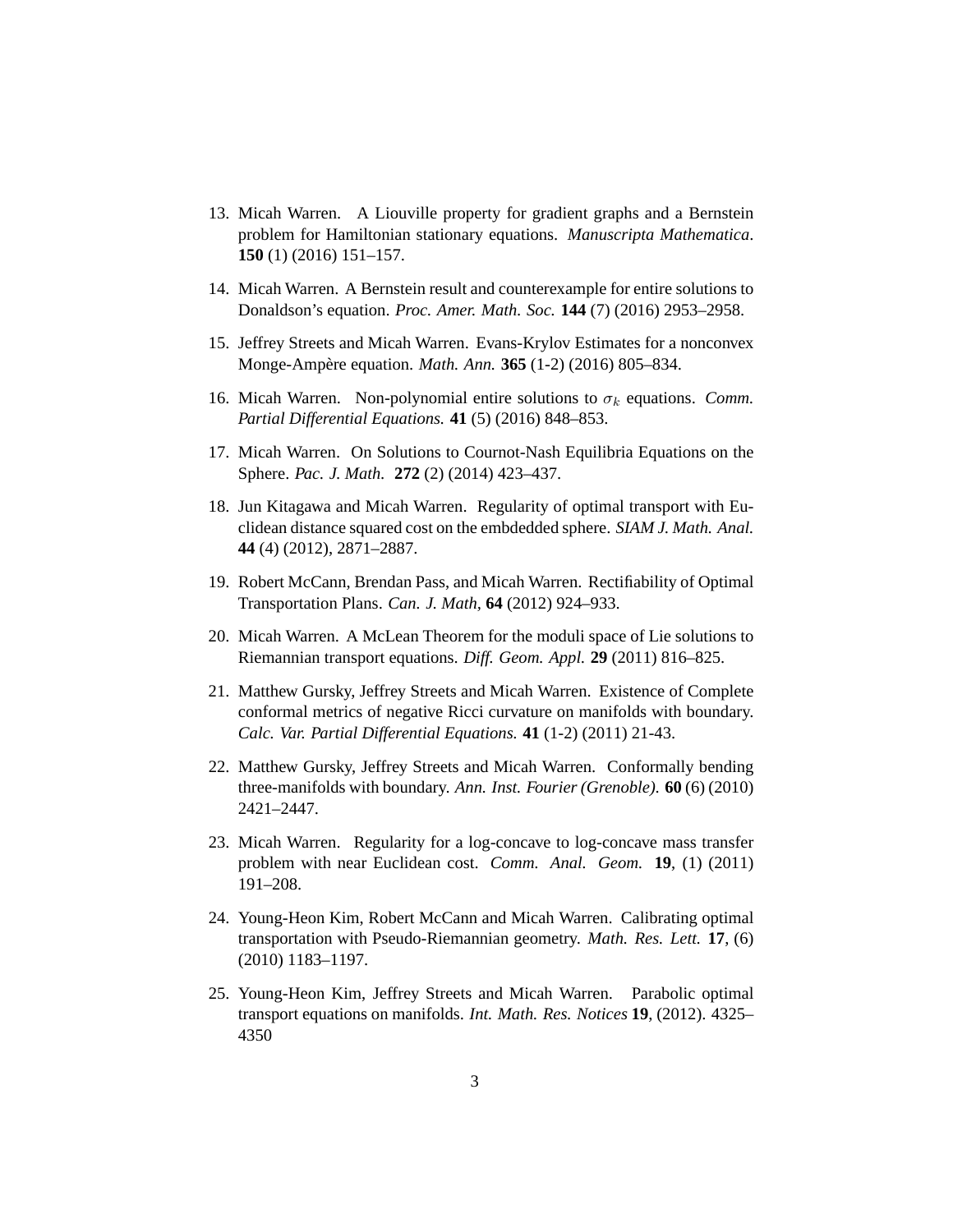13. Micah Warren. A Liouville property for gradient graphs and a Bernstein problem for Hamiltonian stationary equations. *Manuscripta Mathematica*. **150** (1) (2016) 151–157.

14. Micah Warren. A Bernstein result and counterexample for entire solutions to Donaldson's equation. *Proc. Amer. Math. Soc.* **144** (7) (2016) 2953–2958.

15. Jeffrey Streets and Micah Warren. Evans-Krylov Estimates for a nonconvex Monge-Ampère equation. *Math. Ann.* **365** (1-2) (2016) 805–834.

16. Micah Warren. Non-polynomial entire solutions to $\sigma_k$ equations. *Comm. Partial Differential Equations.* **41** (5) (2016) 848–853.

17. Micah Warren. On Solutions to Cournot-Nash Equilibria Equations on the Sphere. *Pac. J. Math.* **272** (2) (2014) 423–437.

18. Jun Kitagawa and Micah Warren. Regularity of optimal transport with Euclidean distance squared cost on the embdedded sphere. *SIAM J. Math. Anal.* **44** (4) (2012), 2871–2887.

19. Robert McCann, Brendan Pass, and Micah Warren. Rectifiability of Optimal Transportation Plans. *Can. J. Math,* **64** (2012) 924–933.

20. Micah Warren. A McLean Theorem for the moduli space of Lie solutions to Riemannian transport equations. *Diff. Geom. Appl.* **29** (2011) 816–825.

21. Matthew Gursky, Jeffrey Streets and Micah Warren. Existence of Complete conformal metrics of negative Ricci curvature on manifolds with boundary. *Calc. Var. Partial Differential Equations.* **41** (1-2) (2011) 21-43.

22. Matthew Gursky, Jeffrey Streets and Micah Warren. Conformally bending three-manifolds with boundary. *Ann. Inst. Fourier (Grenoble).* **60** (6) (2010) 2421–2447.

23. Micah Warren. Regularity for a log-concave to log-concave mass transfer problem with near Euclidean cost. *Comm. Anal. Geom.* **19**, (1) (2011) 191–208.

24. Young-Heon Kim, Robert McCann and Micah Warren. Calibrating optimal transportation with Pseudo-Riemannian geometry. *Math. Res. Lett.* **17**, (6) (2010) 1183–1197.

25. Young-Heon Kim, Jeffrey Streets and Micah Warren. Parabolic optimal transport equations on manifolds. *Int. Math. Res. Notices* **19**, (2012). 4325–4350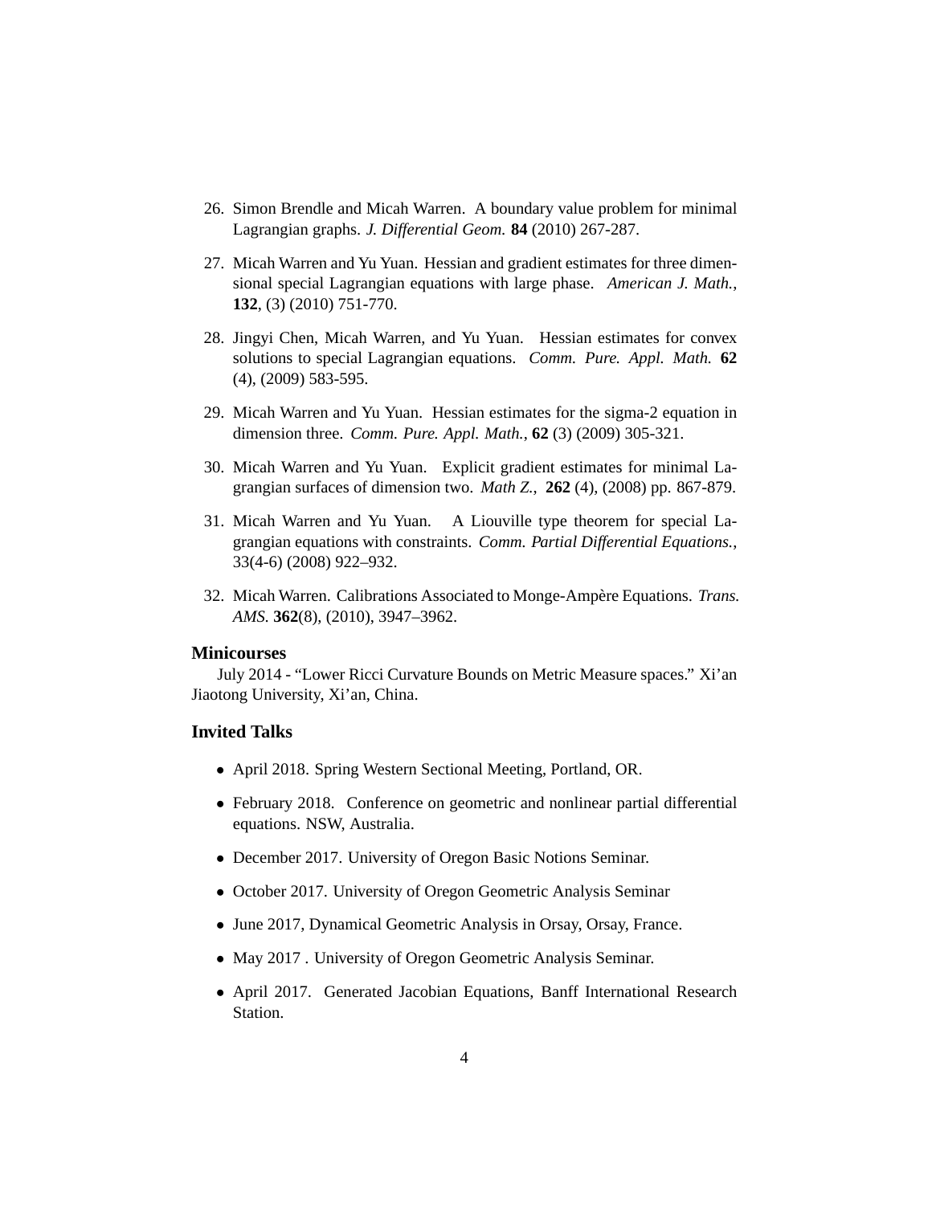26. Simon Brendle and Micah Warren. A boundary value problem for minimal Lagrangian graphs. *J. Differential Geom.* **84** (2010) 267-287.

27. Micah Warren and Yu Yuan. Hessian and gradient estimates for three dimensional special Lagrangian equations with large phase. *American J. Math.*, **132**, (3) (2010) 751-770.

28. Jingyi Chen, Micah Warren, and Yu Yuan. Hessian estimates for convex solutions to special Lagrangian equations. *Comm. Pure. Appl. Math.* **62** (4), (2009) 583-595.

29. Micah Warren and Yu Yuan. Hessian estimates for the sigma-2 equation in dimension three. *Comm. Pure. Appl. Math.*, **62** (3) (2009) 305-321.

30. Micah Warren and Yu Yuan. Explicit gradient estimates for minimal Lagrangian surfaces of dimension two. *Math Z.*, **262** (4), (2008) pp. 867-879.

31. Micah Warren and Yu Yuan. A Liouville type theorem for special Lagrangian equations with constraints. *Comm. Partial Differential Equations.*, 33(4-6) (2008) 922–932.

32. Micah Warren. Calibrations Associated to Monge-Ampère Equations. *Trans. AMS.* **362**(8), (2010), 3947–3962.

### Minicourses

July 2014 - "Lower Ricci Curvature Bounds on Metric Measure spaces." Xi'an Jiaotong University, Xi'an, China.

### Invited Talks

- April 2018. Spring Western Sectional Meeting, Portland, OR.
- February 2018. Conference on geometric and nonlinear partial differential equations. NSW, Australia.
- December 2017. University of Oregon Basic Notions Seminar.
- October 2017. University of Oregon Geometric Analysis Seminar
- June 2017, Dynamical Geometric Analysis in Orsay, Orsay, France.
- May 2017 . University of Oregon Geometric Analysis Seminar.
- April 2017. Generated Jacobian Equations, Banff International Research Station.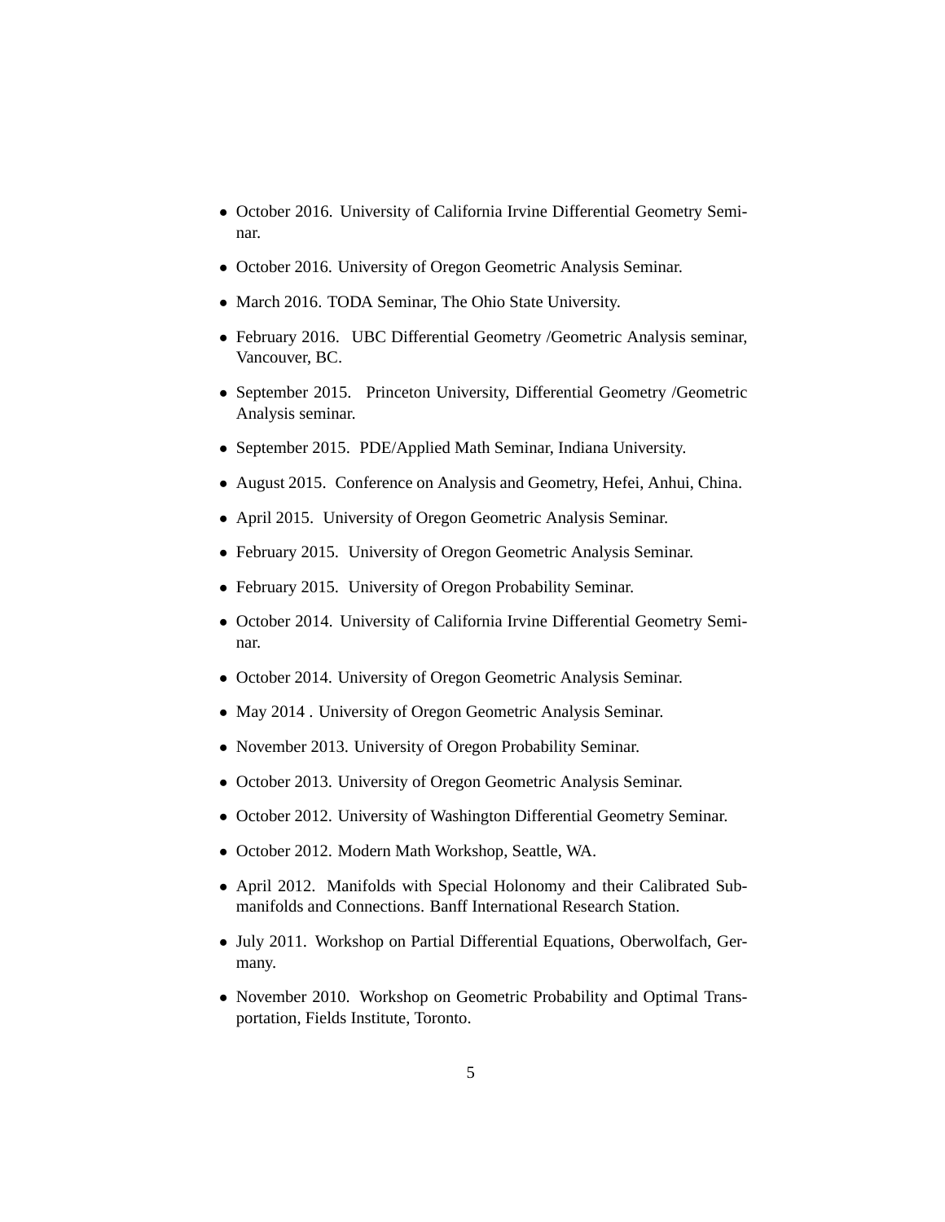- October 2016. University of California Irvine Differential Geometry Seminar.
- October 2016. University of Oregon Geometric Analysis Seminar.
- March 2016. TODA Seminar, The Ohio State University.
- February 2016. UBC Differential Geometry /Geometric Analysis seminar, Vancouver, BC.
- September 2015. Princeton University, Differential Geometry /Geometric Analysis seminar.
- September 2015. PDE/Applied Math Seminar, Indiana University.
- August 2015. Conference on Analysis and Geometry, Hefei, Anhui, China.
- April 2015. University of Oregon Geometric Analysis Seminar.
- February 2015. University of Oregon Geometric Analysis Seminar.
- February 2015. University of Oregon Probability Seminar.
- October 2014. University of California Irvine Differential Geometry Seminar.
- October 2014. University of Oregon Geometric Analysis Seminar.
- May 2014 . University of Oregon Geometric Analysis Seminar.
- November 2013. University of Oregon Probability Seminar.
- October 2013. University of Oregon Geometric Analysis Seminar.
- October 2012. University of Washington Differential Geometry Seminar.
- October 2012. Modern Math Workshop, Seattle, WA.
- April 2012. Manifolds with Special Holonomy and their Calibrated Submanifolds and Connections. Banff International Research Station.
- July 2011. Workshop on Partial Differential Equations, Oberwolfach, Germany.
- November 2010. Workshop on Geometric Probability and Optimal Transportation, Fields Institute, Toronto.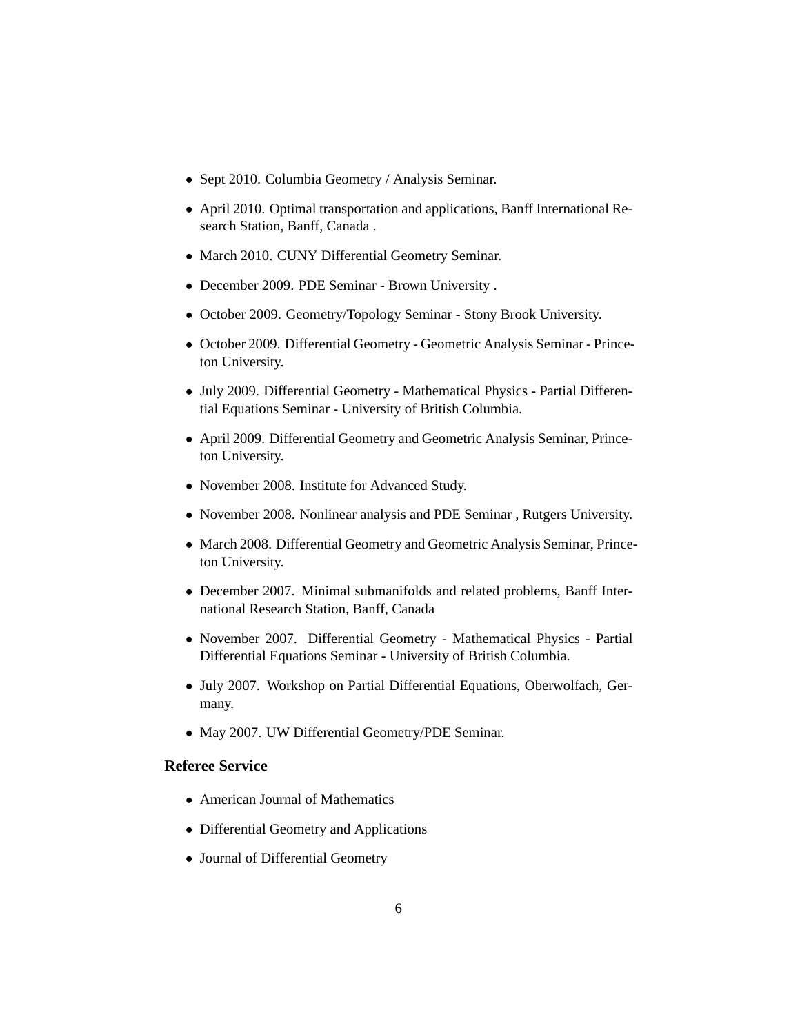- Sept 2010. Columbia Geometry / Analysis Seminar.
- April 2010. Optimal transportation and applications, Banff International Research Station, Banff, Canada .
- March 2010. CUNY Differential Geometry Seminar.
- December 2009. PDE Seminar - Brown University .
- October 2009. Geometry/Topology Seminar - Stony Brook University.
- October 2009. Differential Geometry - Geometric Analysis Seminar - Princeton University.
- July 2009. Differential Geometry - Mathematical Physics - Partial Differential Equations Seminar - University of British Columbia.
- April 2009. Differential Geometry and Geometric Analysis Seminar, Princeton University.
- November 2008. Institute for Advanced Study.
- November 2008. Nonlinear analysis and PDE Seminar , Rutgers University.
- March 2008. Differential Geometry and Geometric Analysis Seminar, Princeton University.
- December 2007. Minimal submanifolds and related problems, Banff International Research Station, Banff, Canada
- November 2007. Differential Geometry - Mathematical Physics - Partial Differential Equations Seminar - University of British Columbia.
- July 2007. Workshop on Partial Differential Equations, Oberwolfach, Germany.
- May 2007. UW Differential Geometry/PDE Seminar.

### Referee Service

- American Journal of Mathematics
- Differential Geometry and Applications
- Journal of Differential Geometry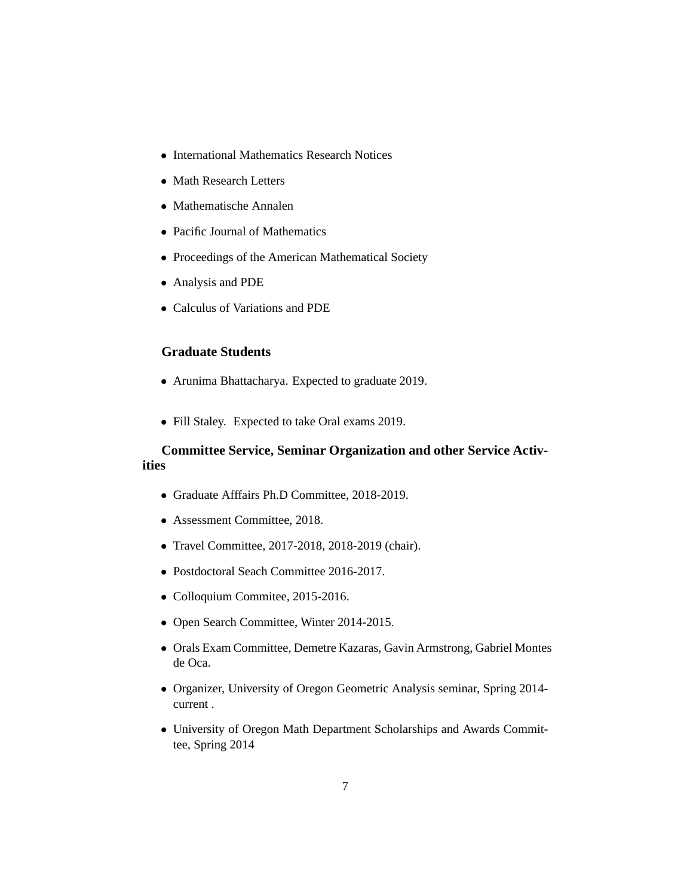- International Mathematics Research Notices
- Math Research Letters
- Mathematische Annalen
- Pacific Journal of Mathematics
- Proceedings of the American Mathematical Society
- Analysis and PDE
- Calculus of Variations and PDE

**Graduate Students**

- Arunima Bhattacharya. Expected to graduate 2019.

- Fill Staley. Expected to take Oral exams 2019.

**Committee Service, Seminar Organization and other Service Activities**

- Graduate Afffairs Ph.D Committee, 2018-2019.
- Assessment Committee, 2018.
- Travel Committee, 2017-2018, 2018-2019 (chair).
- Postdoctoral Seach Committee 2016-2017.
- Colloquium Commitee, 2015-2016.
- Open Search Committee, Winter 2014-2015.
- Orals Exam Committee, Demetre Kazaras, Gavin Armstrong, Gabriel Montes de Oca.
- Organizer, University of Oregon Geometric Analysis seminar, Spring 2014-current .
- University of Oregon Math Department Scholarships and Awards Committee, Spring 2014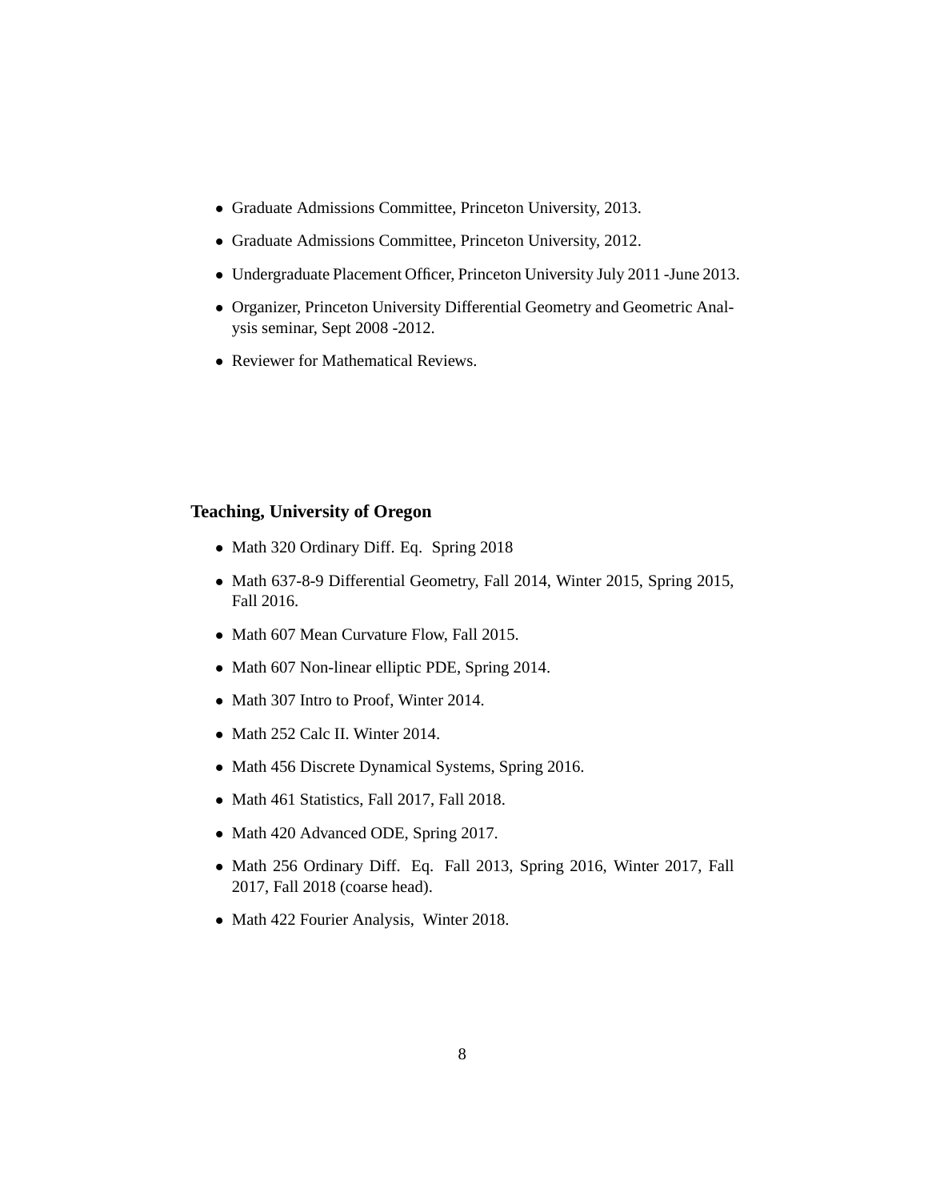- Graduate Admissions Committee, Princeton University, 2013.
- Graduate Admissions Committee, Princeton University, 2012.
- Undergraduate Placement Officer, Princeton University July 2011 -June 2013.
- Organizer, Princeton University Differential Geometry and Geometric Analysis seminar, Sept 2008 -2012.
- Reviewer for Mathematical Reviews.

**Teaching, University of Oregon**

- Math 320 Ordinary Diff. Eq. Spring 2018
- Math 637-8-9 Differential Geometry, Fall 2014, Winter 2015, Spring 2015, Fall 2016.
- Math 607 Mean Curvature Flow, Fall 2015.
- Math 607 Non-linear elliptic PDE, Spring 2014.
- Math 307 Intro to Proof, Winter 2014.
- Math 252 Calc II. Winter 2014.
- Math 456 Discrete Dynamical Systems, Spring 2016.
- Math 461 Statistics, Fall 2017, Fall 2018.
- Math 420 Advanced ODE, Spring 2017.
- Math 256 Ordinary Diff. Eq. Fall 2013, Spring 2016, Winter 2017, Fall 2017, Fall 2018 (coarse head).
- Math 422 Fourier Analysis, Winter 2018.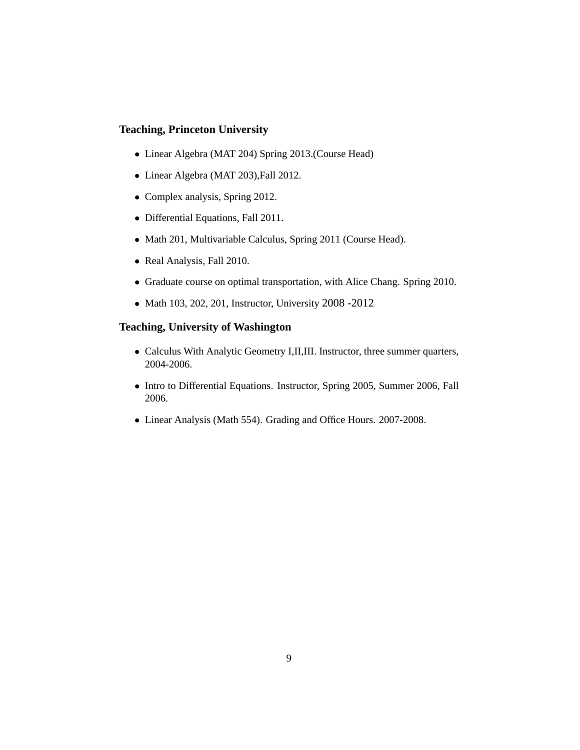**Teaching, Princeton University**

- Linear Algebra (MAT 204) Spring 2013.(Course Head)
- Linear Algebra (MAT 203),Fall 2012.
- Complex analysis, Spring 2012.
- Differential Equations, Fall 2011.
- Math 201, Multivariable Calculus, Spring 2011 (Course Head).
- Real Analysis, Fall 2010.
- Graduate course on optimal transportation, with Alice Chang. Spring 2010.
- Math 103, 202, 201, Instructor, University 2008 -2012

**Teaching, University of Washington**

- Calculus With Analytic Geometry I,II,III. Instructor, three summer quarters, 2004-2006.
- Intro to Differential Equations. Instructor, Spring 2005, Summer 2006, Fall 2006.
- Linear Analysis (Math 554). Grading and Office Hours. 2007-2008.